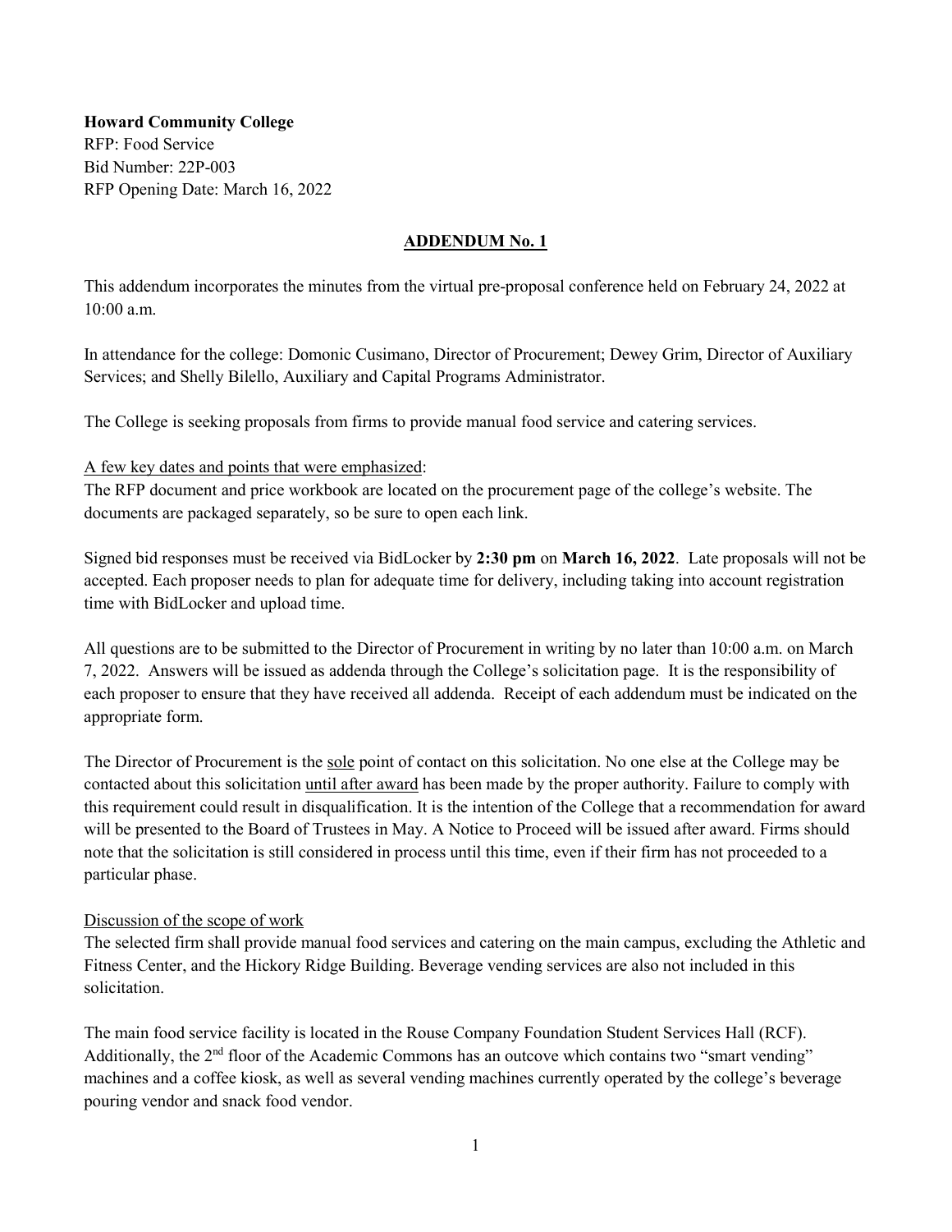**Howard Community College**
RFP: Food Service
Bid Number: 22P-003
RFP Opening Date: March 16, 2022

## ADDENDUM No. 1

This addendum incorporates the minutes from the virtual pre-proposal conference held on February 24, 2022 at 10:00 a.m.

In attendance for the college: Domonic Cusimano, Director of Procurement; Dewey Grim, Director of Auxiliary Services; and Shelly Bilello, Auxiliary and Capital Programs Administrator.

The College is seeking proposals from firms to provide manual food service and catering services.

A few key dates and points that were emphasized:
The RFP document and price workbook are located on the procurement page of the college's website. The documents are packaged separately, so be sure to open each link.

Signed bid responses must be received via BidLocker by **2:30 pm** on **March 16, 2022**. Late proposals will not be accepted. Each proposer needs to plan for adequate time for delivery, including taking into account registration time with BidLocker and upload time.

All questions are to be submitted to the Director of Procurement in writing by no later than 10:00 a.m. on March 7, 2022. Answers will be issued as addenda through the College's solicitation page. It is the responsibility of each proposer to ensure that they have received all addenda. Receipt of each addendum must be indicated on the appropriate form.

The Director of Procurement is the sole point of contact on this solicitation. No one else at the College may be contacted about this solicitation until after award has been made by the proper authority. Failure to comply with this requirement could result in disqualification. It is the intention of the College that a recommendation for award will be presented to the Board of Trustees in May. A Notice to Proceed will be issued after award. Firms should note that the solicitation is still considered in process until this time, even if their firm has not proceeded to a particular phase.

Discussion of the scope of work
The selected firm shall provide manual food services and catering on the main campus, excluding the Athletic and Fitness Center, and the Hickory Ridge Building. Beverage vending services are also not included in this solicitation.

The main food service facility is located in the Rouse Company Foundation Student Services Hall (RCF). Additionally, the 2nd floor of the Academic Commons has an outcove which contains two "smart vending" machines and a coffee kiosk, as well as several vending machines currently operated by the college's beverage pouring vendor and snack food vendor.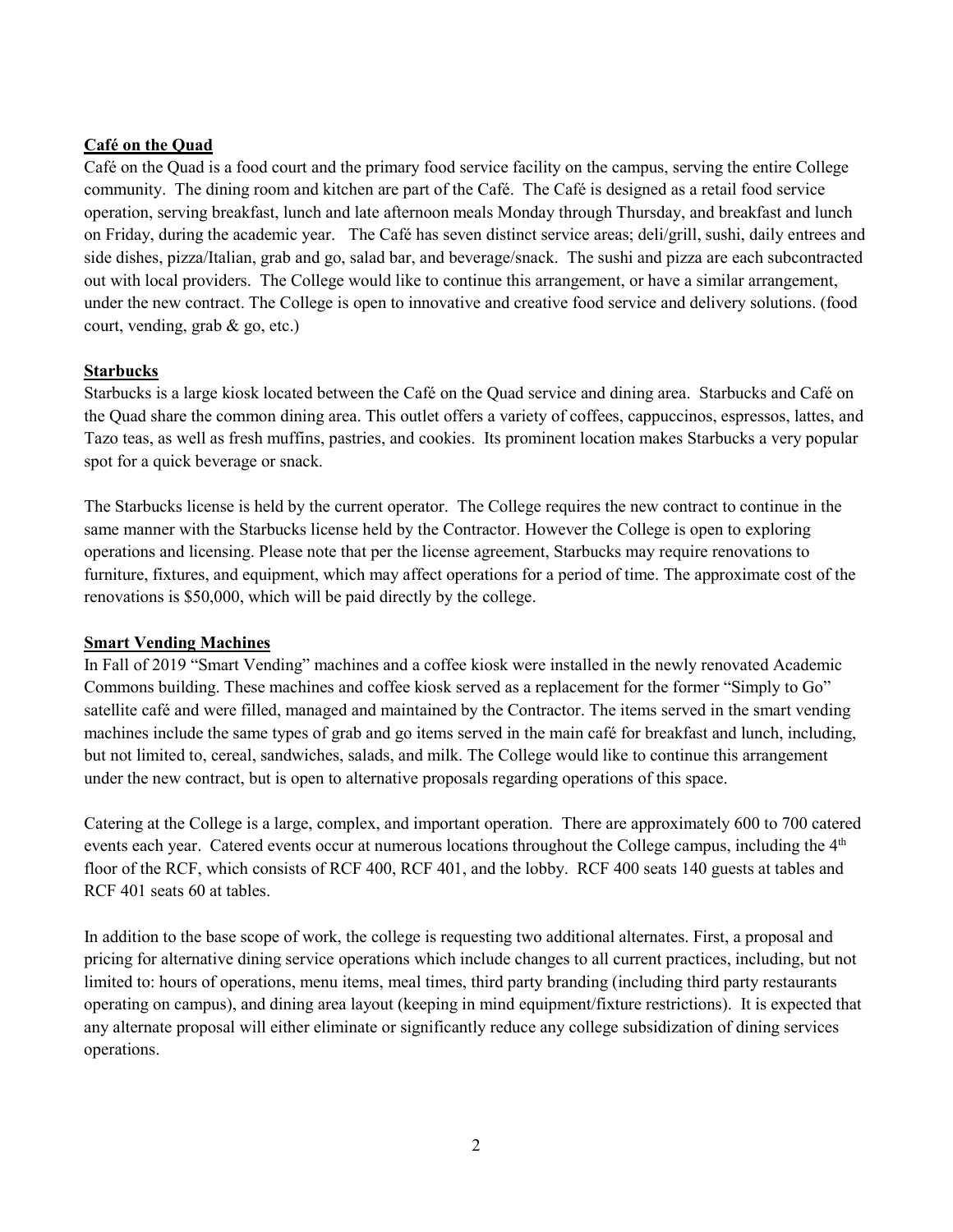**Café on the Quad**

Café on the Quad is a food court and the primary food service facility on the campus, serving the entire College community. The dining room and kitchen are part of the Café. The Café is designed as a retail food service operation, serving breakfast, lunch and late afternoon meals Monday through Thursday, and breakfast and lunch on Friday, during the academic year. The Café has seven distinct service areas; deli/grill, sushi, daily entrees and side dishes, pizza/Italian, grab and go, salad bar, and beverage/snack. The sushi and pizza are each subcontracted out with local providers. The College would like to continue this arrangement, or have a similar arrangement, under the new contract. The College is open to innovative and creative food service and delivery solutions. (food court, vending, grab & go, etc.)

**Starbucks**

Starbucks is a large kiosk located between the Café on the Quad service and dining area. Starbucks and Café on the Quad share the common dining area. This outlet offers a variety of coffees, cappuccinos, espressos, lattes, and Tazo teas, as well as fresh muffins, pastries, and cookies. Its prominent location makes Starbucks a very popular spot for a quick beverage or snack.

The Starbucks license is held by the current operator. The College requires the new contract to continue in the same manner with the Starbucks license held by the Contractor. However the College is open to exploring operations and licensing. Please note that per the license agreement, Starbucks may require renovations to furniture, fixtures, and equipment, which may affect operations for a period of time. The approximate cost of the renovations is $50,000, which will be paid directly by the college.

**Smart Vending Machines**

In Fall of 2019 "Smart Vending" machines and a coffee kiosk were installed in the newly renovated Academic Commons building. These machines and coffee kiosk served as a replacement for the former "Simply to Go" satellite café and were filled, managed and maintained by the Contractor. The items served in the smart vending machines include the same types of grab and go items served in the main café for breakfast and lunch, including, but not limited to, cereal, sandwiches, salads, and milk. The College would like to continue this arrangement under the new contract, but is open to alternative proposals regarding operations of this space.

Catering at the College is a large, complex, and important operation. There are approximately 600 to 700 catered events each year. Catered events occur at numerous locations throughout the College campus, including the 4th floor of the RCF, which consists of RCF 400, RCF 401, and the lobby. RCF 400 seats 140 guests at tables and RCF 401 seats 60 at tables.

In addition to the base scope of work, the college is requesting two additional alternates. First, a proposal and pricing for alternative dining service operations which include changes to all current practices, including, but not limited to: hours of operations, menu items, meal times, third party branding (including third party restaurants operating on campus), and dining area layout (keeping in mind equipment/fixture restrictions). It is expected that any alternate proposal will either eliminate or significantly reduce any college subsidization of dining services operations.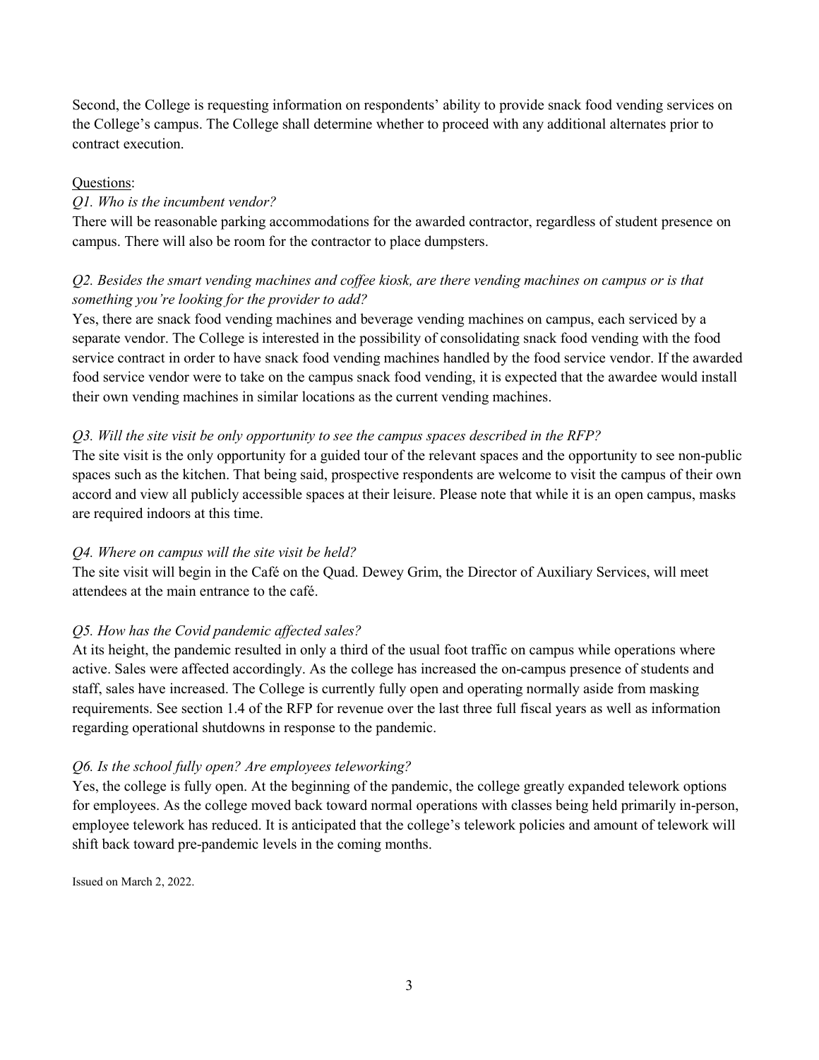Second, the College is requesting information on respondents' ability to provide snack food vending services on the College's campus. The College shall determine whether to proceed with any additional alternates prior to contract execution.

Questions:

*Q1. Who is the incumbent vendor?*

There will be reasonable parking accommodations for the awarded contractor, regardless of student presence on campus. There will also be room for the contractor to place dumpsters.

*Q2. Besides the smart vending machines and coffee kiosk, are there vending machines on campus or is that something you're looking for the provider to add?*

Yes, there are snack food vending machines and beverage vending machines on campus, each serviced by a separate vendor. The College is interested in the possibility of consolidating snack food vending with the food service contract in order to have snack food vending machines handled by the food service vendor. If the awarded food service vendor were to take on the campus snack food vending, it is expected that the awardee would install their own vending machines in similar locations as the current vending machines.

*Q3. Will the site visit be only opportunity to see the campus spaces described in the RFP?*

The site visit is the only opportunity for a guided tour of the relevant spaces and the opportunity to see non-public spaces such as the kitchen. That being said, prospective respondents are welcome to visit the campus of their own accord and view all publicly accessible spaces at their leisure. Please note that while it is an open campus, masks are required indoors at this time.

*Q4. Where on campus will the site visit be held?*

The site visit will begin in the Café on the Quad. Dewey Grim, the Director of Auxiliary Services, will meet attendees at the main entrance to the café.

*Q5. How has the Covid pandemic affected sales?*

At its height, the pandemic resulted in only a third of the usual foot traffic on campus while operations where active. Sales were affected accordingly. As the college has increased the on-campus presence of students and staff, sales have increased. The College is currently fully open and operating normally aside from masking requirements. See section 1.4 of the RFP for revenue over the last three full fiscal years as well as information regarding operational shutdowns in response to the pandemic.

*Q6. Is the school fully open? Are employees teleworking?*

Yes, the college is fully open. At the beginning of the pandemic, the college greatly expanded telework options for employees. As the college moved back toward normal operations with classes being held primarily in-person, employee telework has reduced. It is anticipated that the college's telework policies and amount of telework will shift back toward pre-pandemic levels in the coming months.

Issued on March 2, 2022.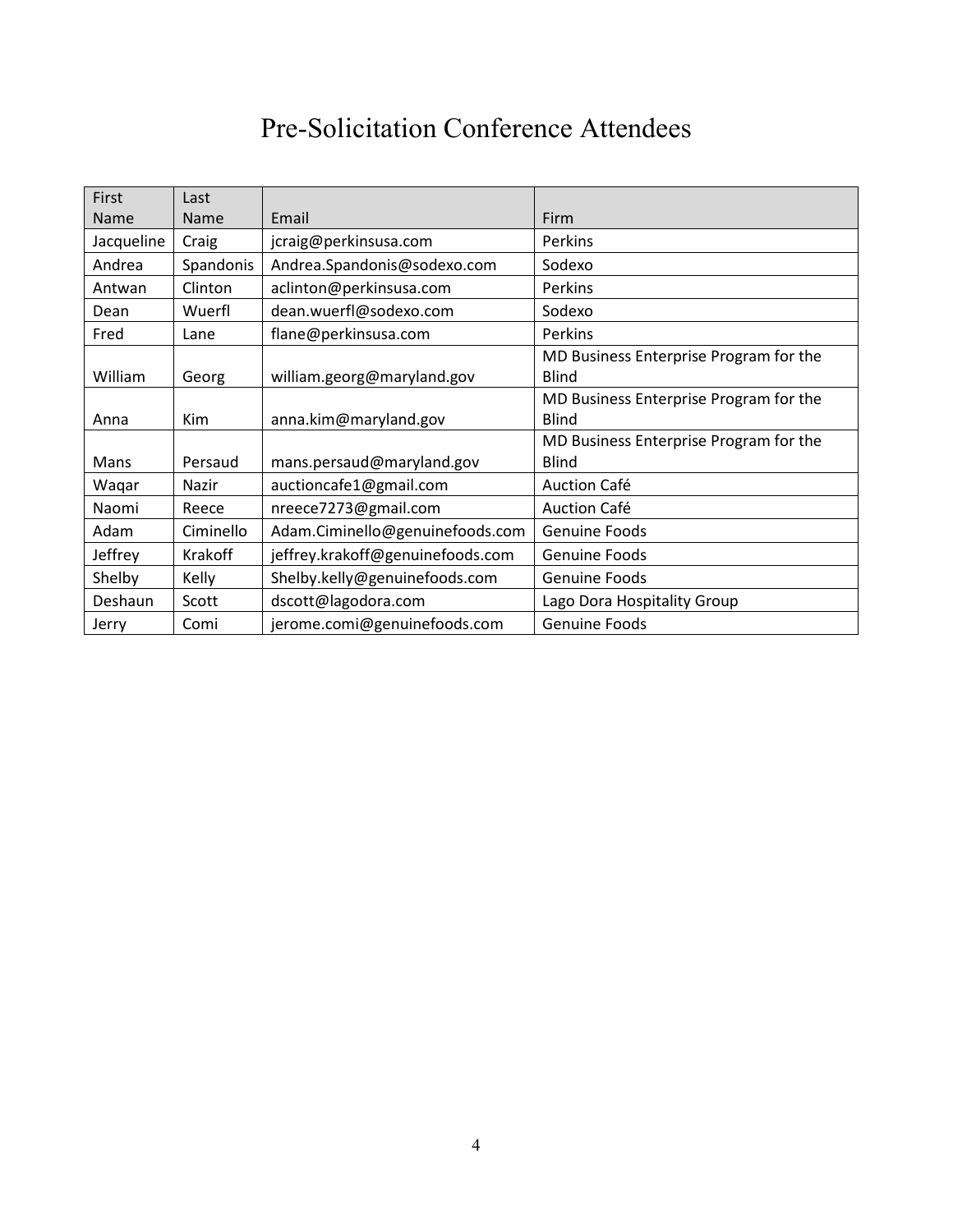# Pre-Solicitation Conference Attendees

| First Name | Last Name | Email | Firm |
|---|---|---|---|
| Jacqueline | Craig | jcraig@perkinsusa.com | Perkins |
| Andrea | Spandonis | Andrea.Spandonis@sodexo.com | Sodexo |
| Antwan | Clinton | aclinton@perkinsusa.com | Perkins |
| Dean | Wuerfl | dean.wuerfl@sodexo.com | Sodexo |
| Fred | Lane | flane@perkinsusa.com | Perkins |
| William | Georg | william.georg@maryland.gov | MD Business Enterprise Program for the Blind |
| Anna | Kim | anna.kim@maryland.gov | MD Business Enterprise Program for the Blind |
| Mans | Persaud | mans.persaud@maryland.gov | MD Business Enterprise Program for the Blind |
| Waqar | Nazir | auctioncafe1@gmail.com | Auction Café |
| Naomi | Reece | nreece7273@gmail.com | Auction Café |
| Adam | Ciminello | Adam.Ciminello@genuinefoods.com | Genuine Foods |
| Jeffrey | Krakoff | jeffrey.krakoff@genuinefoods.com | Genuine Foods |
| Shelby | Kelly | Shelby.kelly@genuinefoods.com | Genuine Foods |
| Deshaun | Scott | dscott@lagodora.com | Lago Dora Hospitality Group |
| Jerry | Comi | jerome.comi@genuinefoods.com | Genuine Foods |